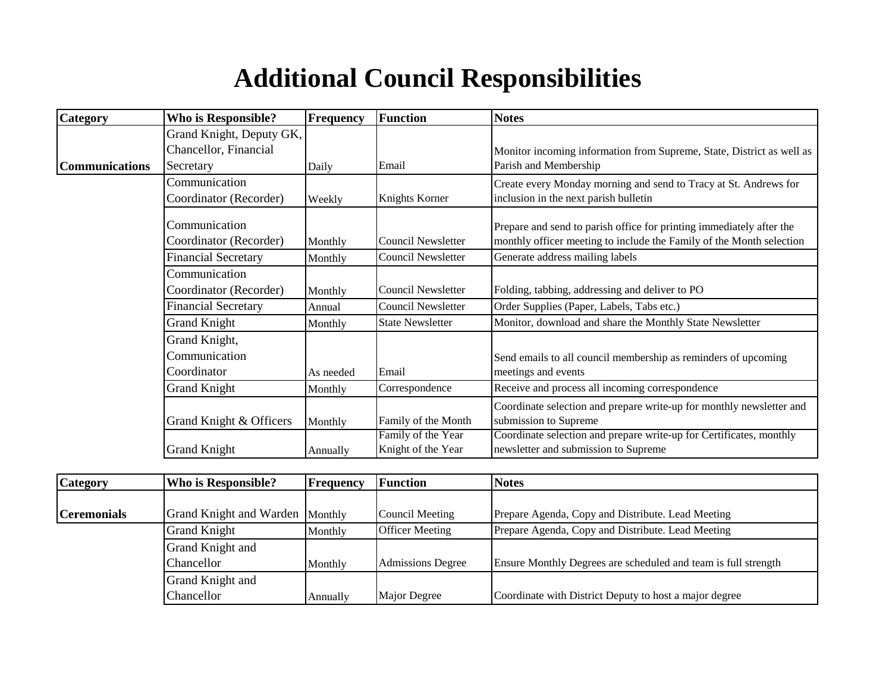# Additional Council Responsibilities

| Category | Who is Responsible? | Frequency | Function | Notes |
|---|---|---|---|---|
| Communications | Grand Knight, Deputy GK, Chancellor, Financial Secretary | Daily | Email | Monitor incoming information from Supreme, State, District as well as Parish and Membership |
| | Communication Coordinator (Recorder) | Weekly | Knights Korner | Create every Monday morning and send to Tracy at St. Andrews for inclusion in the next parish bulletin |
| | Communication Coordinator (Recorder) | Monthly | Council Newsletter | Prepare and send to parish office for printing immediately after the monthly officer meeting to include the Family of the Month selection |
| | Financial Secretary | Monthly | Council Newsletter | Generate address mailing labels |
| | Communication Coordinator (Recorder) | Monthly | Council Newsletter | Folding, tabbing, addressing and deliver to PO |
| | Financial Secretary | Annual | Council Newsletter | Order Supplies (Paper, Labels, Tabs etc.) |
| | Grand Knight | Monthly | State Newsletter | Monitor, download and share the Monthly State Newsletter |
| | Grand Knight, Communication Coordinator | As needed | Email | Send emails to all council membership as reminders of upcoming meetings and events |
| | Grand Knight | Monthly | Correspondence | Receive and process all incoming correspondence |
| | Grand Knight & Officers | Monthly | Family of the Month | Coordinate selection and prepare write-up for monthly newsletter and submission to Supreme |
| | Grand Knight | Annually | Family of the Year Knight of the Year | Coordinate selection and prepare write-up for Certificates, monthly newsletter and submission to Supreme |

| Category | Who is Responsible? | Frequency | Function | Notes |
|---|---|---|---|---|
| Ceremonials | Grand Knight and Warden | Monthly | Council Meeting | Prepare Agenda, Copy and Distribute. Lead Meeting |
| | Grand Knight | Monthly | Officer Meeting | Prepare Agenda, Copy and Distribute. Lead Meeting |
| | Grand Knight and Chancellor | Monthly | Admissions Degree | Ensure Monthly Degrees are scheduled and team is full strength |
| | Grand Knight and Chancellor | Annually | Major Degree | Coordinate with District Deputy to host a major degree |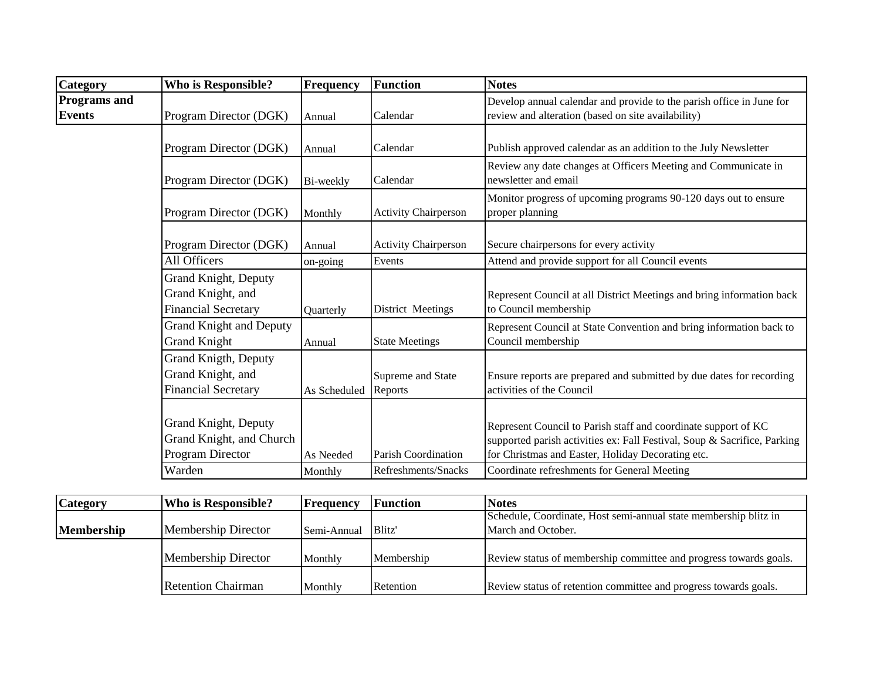| Category | Who is Responsible? | Frequency | Function | Notes |
|---|---|---|---|---|
| **Programs and Events** | Program Director (DGK) | Annual | Calendar | Develop annual calendar and provide to the parish office in June for review and alteration (based on site availability) |
| | Program Director (DGK) | Annual | Calendar | Publish approved calendar as an addition to the July Newsletter |
| | Program Director (DGK) | Bi-weekly | Calendar | Review any date changes at Officers Meeting and Communicate in newsletter and email |
| | Program Director (DGK) | Monthly | Activity Chairperson | Monitor progress of upcoming programs 90-120 days out to ensure proper planning |
| | Program Director (DGK) | Annual | Activity Chairperson | Secure chairpersons for every activity |
| | All Officers | on-going | Events | Attend and provide support for all Council events |
| | Grand Knight, Deputy Grand Knight, and Financial Secretary | Quarterly | District Meetings | Represent Council at all District Meetings and bring information back to Council membership |
| | Grand Knight and Deputy Grand Knight | Annual | State Meetings | Represent Council at State Convention and bring information back to Council membership |
| | Grand Knigth, Deputy Grand Knight, and Financial Secretary | As Scheduled | Supreme and State Reports | Ensure reports are prepared and submitted by due dates for recording activities of the Council |
| | Grand Knight, Deputy Grand Knight, and Church Program Director | As Needed | Parish Coordination | Represent Council to Parish staff and coordinate support of KC supported parish activities ex: Fall Festival, Soup & Sacrifice, Parking for Christmas and Easter, Holiday Decorating etc. |
| | Warden | Monthly | Refreshments/Snacks | Coordinate refreshments for General Meeting |

| Category | Who is Responsible? | Frequency | Function | Notes |
|---|---|---|---|---|
| **Membership** | Membership Director | Semi-Annual | Blitz' | Schedule, Coordinate, Host semi-annual state membership blitz in March and October. |
| | Membership Director | Monthly | Membership | Review status of membership committee and progress towards goals. |
| | Retention Chairman | Monthly | Retention | Review status of retention committee and progress towards goals. |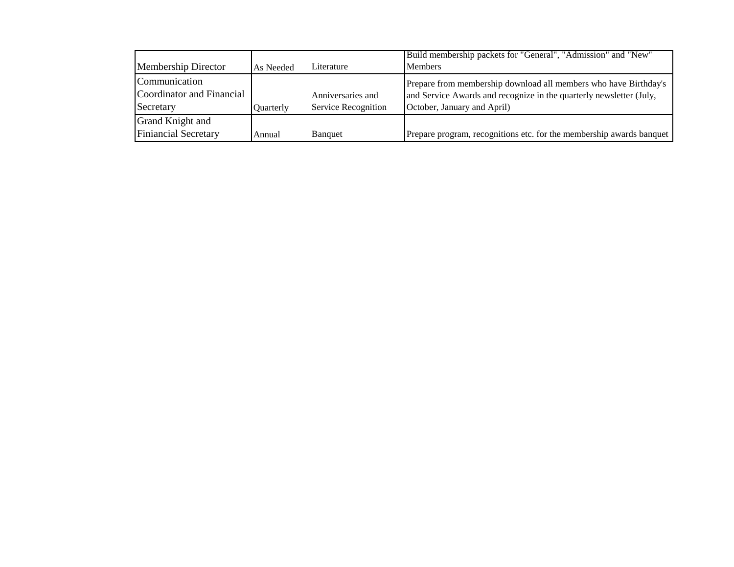| | | | |
|---|---|---|---|
| Membership Director | As Needed | Literature | Build membership packets for "General", "Admission" and "New" Members |
| Communication Coordinator and Financial Secretary | Quarterly | Anniversaries and Service Recognition | Prepare from membership download all members who have Birthday's and Service Awards and recognize in the quarterly newsletter (July, October, January and April) |
| Grand Knight and Finiancial Secretary | Annual | Banquet | Prepare program, recognitions etc. for the membership awards banquet |